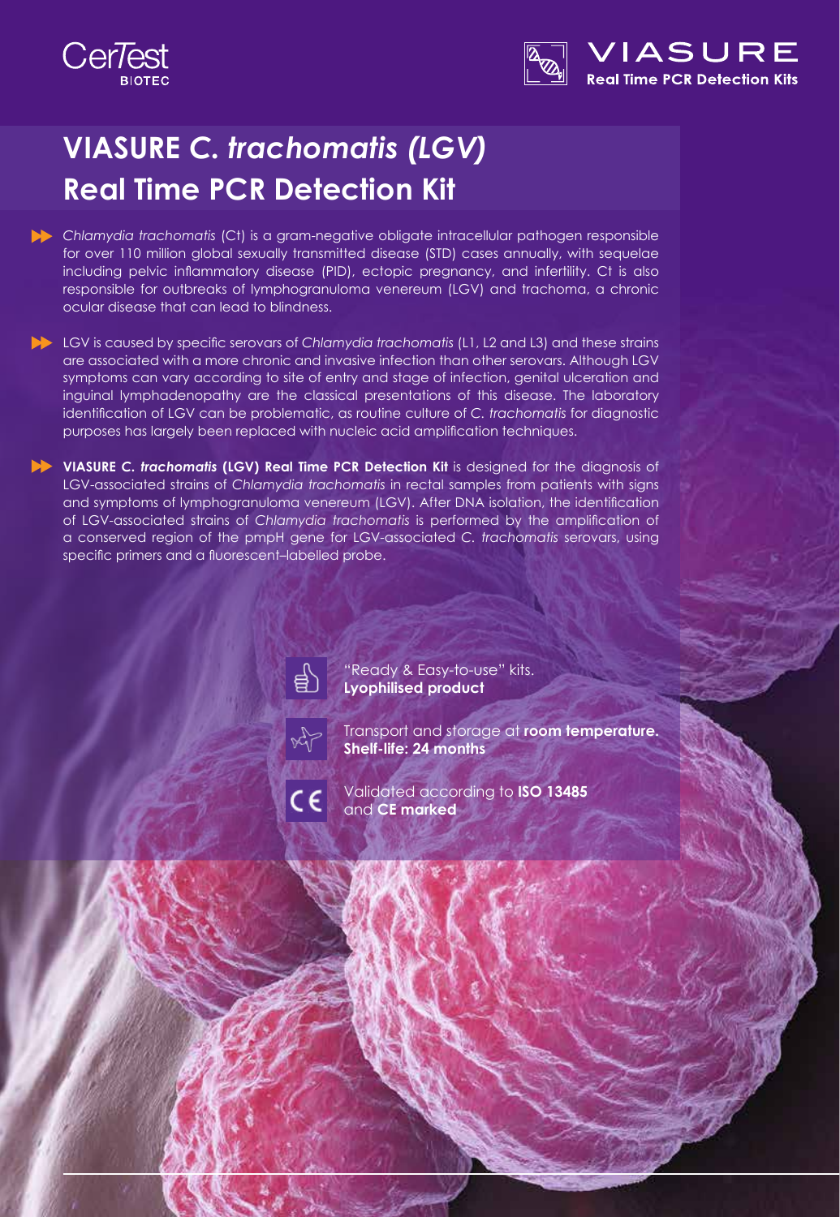CerTest BIOTEC

VIASURE Real Time PCR Detection Kits

# VIASURE *C. trachomatis (LGV)* Real Time PCR Detection Kit

- *Chlamydia trachomatis* (Ct) is a gram-negative obligate intracellular pathogen responsible for over 110 million global sexually transmitted disease (STD) cases annually, with sequelae including pelvic inflammatory disease (PID), ectopic pregnancy, and infertility. Ct is also responsible for outbreaks of lymphogranuloma venereum (LGV) and trachoma, a chronic ocular disease that can lead to blindness.

- LGV is caused by specific serovars of *Chlamydia trachomatis* (L1, L2 and L3) and these strains are associated with a more chronic and invasive infection than other serovars. Although LGV symptoms can vary according to site of entry and stage of infection, genital ulceration and inguinal lymphadenopathy are the classical presentations of this disease. The laboratory identification of LGV can be problematic, as routine culture of *C. trachomatis* for diagnostic purposes has largely been replaced with nucleic acid amplification techniques.

- **VIASURE *C. trachomatis* (LGV) Real Time PCR Detection Kit** is designed for the diagnosis of LGV-associated strains of *Chlamydia trachomatis* in rectal samples from patients with signs and symptoms of lymphogranuloma venereum (LGV). After DNA isolation, the identification of LGV-associated strains of *Chlamydia trachomatis* is performed by the amplification of a conserved region of the pmpH gene for LGV-associated *C. trachomatis* serovars, using specific primers and a fluorescent–labelled probe.

"Ready & Easy-to-use" kits.
**Lyophilised product**

Transport and storage at **room temperature.**
**Shelf-life: 24 months**

Validated according to **ISO 13485** and **CE marked**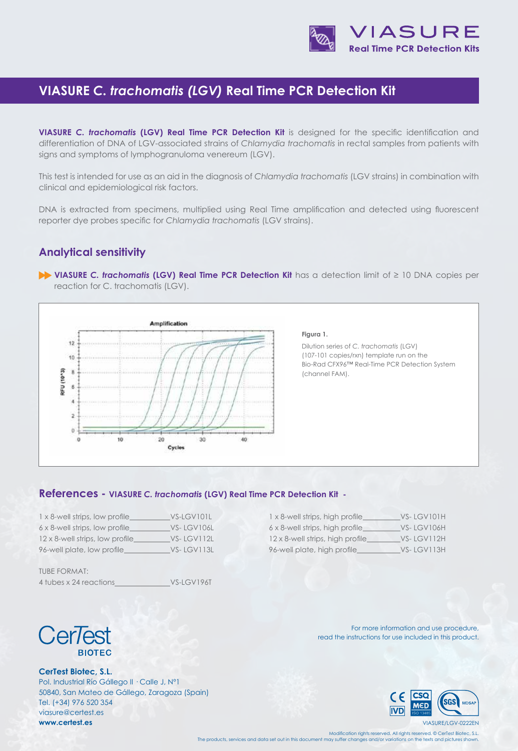VIASURE

Real Time PCR Detection Kits

# VIASURE C. *trachomatis (LGV)* Real Time PCR Detection Kit

**VIASURE *C. trachomatis* (LGV) Real Time PCR Detection Kit** is designed for the specific identification and differentiation of DNA of LGV-associated strains of *Chlamydia trachomatis* in rectal samples from patients with signs and symptoms of lymphogranuloma venereum (LGV).

This test is intended for use as an aid in the diagnosis of *Chlamydia trachomatis* (LGV strains) in combination with clinical and epidemiological risk factors.

DNA is extracted from specimens, multiplied using Real Time amplification and detected using fluorescent reporter dye probes specific for *Chlamydia trachomatis* (LGV strains).

## Analytical sensitivity

- **VIASURE *C. trachomatis* (LGV) Real Time PCR Detection Kit** has a detection limit of ≥ 10 DNA copies per reaction for C. trachomatis (LGV).

Amplification

RFU (10^3)

12
10
8
6
4
2
0

0
10
20
30
40

Cycles

**Figura 1.**

Dilution series of *C. trachomatis* (LGV) (107-101 copies/rxn) template run on the Bio-Rad CFX96™ Real-Time PCR Detection System (channel FAM).

## References - VIASURE *C. trachomatis* (LGV) Real Time PCR Detection Kit -

| | |
|---|---|
| 1 x 8-well strips, low profile | VS-LGV101L |
| 6 x 8-well strips, low profile | VS- LGV106L |
| 12 x 8-well strips, low profile | VS- LGV112L |
| 96-well plate, low profile | VS- LGV113L |
| 1 x 8-well strips, high profile | VS- LGV101H |
| 6 x 8-well strips, high profile | VS- LGV106H |
| 12 x 8-well strips, high profile | VS- LGV112H |
| 96-well plate, high profile | VS- LGV113H |

TUBE FORMAT:

| | |
|---|---|
| 4 tubes x 24 reactions | VS-LGV196T |

For more information and use procedure, read the instructions for use included in this product.

CerTest BIOTEC

**CerTest Biotec, S.L.**
Pol. Industrial Río Gállego II · Calle J, Nº1
50840, San Mateo de Gállego, Zaragoza (Spain)
Tel. (+34) 976 520 354
viasure@certest.es
**www.certest.es**

VIASURE/LGV-0222EN

Modification rights reserved. All rights reserved. © CerTest Biotec, S.L.
The products, services and data set out in this document may suffer changes and/or variations on the texts and pictures shown.